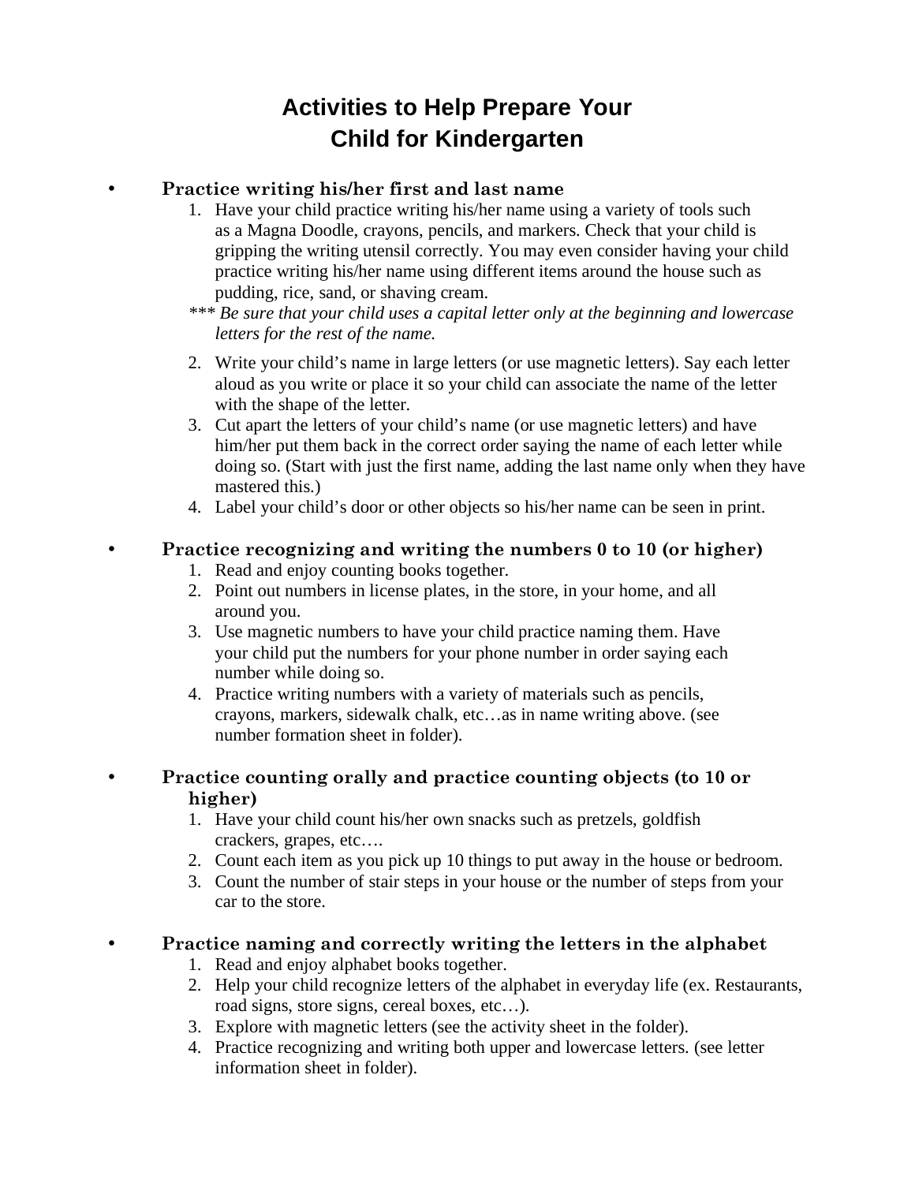# Activities to Help Prepare Your Child for Kindergarten

- **Practice writing his/her first and last name**
  1. Have your child practice writing his/her name using a variety of tools such as a Magna Doodle, crayons, pencils, and markers. Check that your child is gripping the writing utensil correctly. You may even consider having your child practice writing his/her name using different items around the house such as pudding, rice, sand, or shaving cream.

  *** *Be sure that your child uses a capital letter only at the beginning and lowercase letters for the rest of the name.*

  2. Write your child's name in large letters (or use magnetic letters). Say each letter aloud as you write or place it so your child can associate the name of the letter with the shape of the letter.
  3. Cut apart the letters of your child's name (or use magnetic letters) and have him/her put them back in the correct order saying the name of each letter while doing so. (Start with just the first name, adding the last name only when they have mastered this.)
  4. Label your child's door or other objects so his/her name can be seen in print.

- **Practice recognizing and writing the numbers 0 to 10 (or higher)**
  1. Read and enjoy counting books together.
  2. Point out numbers in license plates, in the store, in your home, and all around you.
  3. Use magnetic numbers to have your child practice naming them. Have your child put the numbers for your phone number in order saying each number while doing so.
  4. Practice writing numbers with a variety of materials such as pencils, crayons, markers, sidewalk chalk, etc…as in name writing above. (see number formation sheet in folder).

- **Practice counting orally and practice counting objects (to 10 or higher)**
  1. Have your child count his/her own snacks such as pretzels, goldfish crackers, grapes, etc….
  2. Count each item as you pick up 10 things to put away in the house or bedroom.
  3. Count the number of stair steps in your house or the number of steps from your car to the store.

- **Practice naming and correctly writing the letters in the alphabet**
  1. Read and enjoy alphabet books together.
  2. Help your child recognize letters of the alphabet in everyday life (ex. Restaurants, road signs, store signs, cereal boxes, etc…).
  3. Explore with magnetic letters (see the activity sheet in the folder).
  4. Practice recognizing and writing both upper and lowercase letters. (see letter information sheet in folder).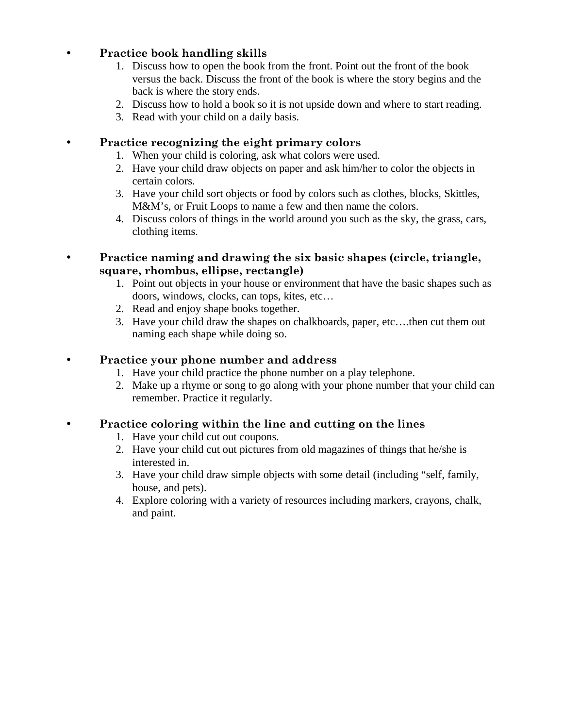- **Practice book handling skills**
  1. Discuss how to open the book from the front. Point out the front of the book versus the back. Discuss the front of the book is where the story begins and the back is where the story ends.
  2. Discuss how to hold a book so it is not upside down and where to start reading.
  3. Read with your child on a daily basis.

- **Practice recognizing the eight primary colors**
  1. When your child is coloring, ask what colors were used.
  2. Have your child draw objects on paper and ask him/her to color the objects in certain colors.
  3. Have your child sort objects or food by colors such as clothes, blocks, Skittles, M&M's, or Fruit Loops to name a few and then name the colors.
  4. Discuss colors of things in the world around you such as the sky, the grass, cars, clothing items.

- **Practice naming and drawing the six basic shapes (circle, triangle, square, rhombus, ellipse, rectangle)**
  1. Point out objects in your house or environment that have the basic shapes such as doors, windows, clocks, can tops, kites, etc…
  2. Read and enjoy shape books together.
  3. Have your child draw the shapes on chalkboards, paper, etc….then cut them out naming each shape while doing so.

- **Practice your phone number and address**
  1. Have your child practice the phone number on a play telephone.
  2. Make up a rhyme or song to go along with your phone number that your child can remember. Practice it regularly.

- **Practice coloring within the line and cutting on the lines**
  1. Have your child cut out coupons.
  2. Have your child cut out pictures from old magazines of things that he/she is interested in.
  3. Have your child draw simple objects with some detail (including "self, family, house, and pets).
  4. Explore coloring with a variety of resources including markers, crayons, chalk, and paint.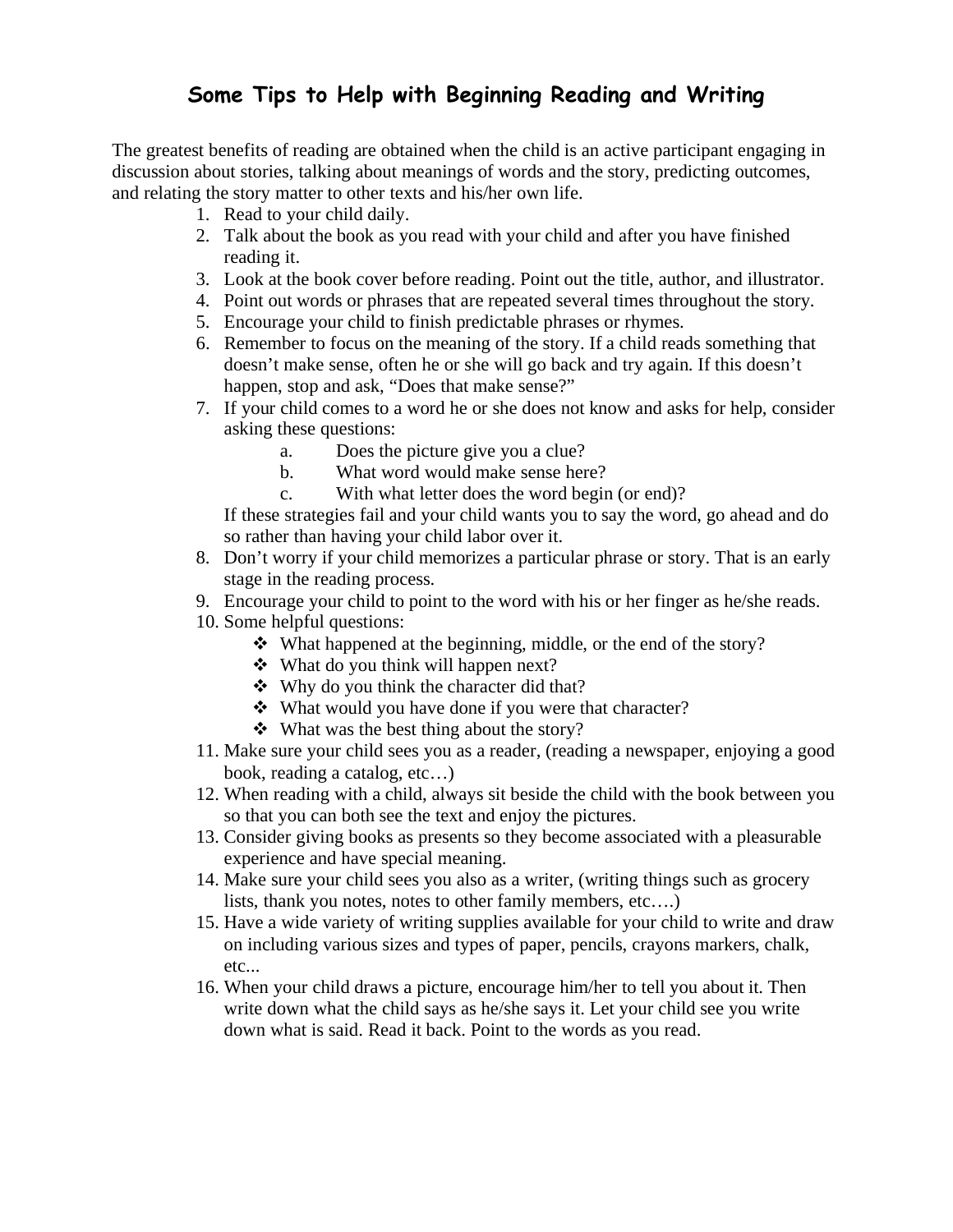# Some Tips to Help with Beginning Reading and Writing

The greatest benefits of reading are obtained when the child is an active participant engaging in discussion about stories, talking about meanings of words and the story, predicting outcomes, and relating the story matter to other texts and his/her own life.

1. Read to your child daily.
2. Talk about the book as you read with your child and after you have finished reading it.
3. Look at the book cover before reading. Point out the title, author, and illustrator.
4. Point out words or phrases that are repeated several times throughout the story.
5. Encourage your child to finish predictable phrases or rhymes.
6. Remember to focus on the meaning of the story. If a child reads something that doesn't make sense, often he or she will go back and try again. If this doesn't happen, stop and ask, "Does that make sense?"
7. If your child comes to a word he or she does not know and asks for help, consider asking these questions:
   a. Does the picture give you a clue?
   b. What word would make sense here?
   c. With what letter does the word begin (or end)?

   If these strategies fail and your child wants you to say the word, go ahead and do so rather than having your child labor over it.
8. Don't worry if your child memorizes a particular phrase or story. That is an early stage in the reading process.
9. Encourage your child to point to the word with his or her finger as he/she reads.
10. Some helpful questions:
    - What happened at the beginning, middle, or the end of the story?
    - What do you think will happen next?
    - Why do you think the character did that?
    - What would you have done if you were that character?
    - What was the best thing about the story?
11. Make sure your child sees you as a reader, (reading a newspaper, enjoying a good book, reading a catalog, etc…)
12. When reading with a child, always sit beside the child with the book between you so that you can both see the text and enjoy the pictures.
13. Consider giving books as presents so they become associated with a pleasurable experience and have special meaning.
14. Make sure your child sees you also as a writer, (writing things such as grocery lists, thank you notes, notes to other family members, etc….)
15. Have a wide variety of writing supplies available for your child to write and draw on including various sizes and types of paper, pencils, crayons markers, chalk, etc...
16. When your child draws a picture, encourage him/her to tell you about it. Then write down what the child says as he/she says it. Let your child see you write down what is said. Read it back. Point to the words as you read.